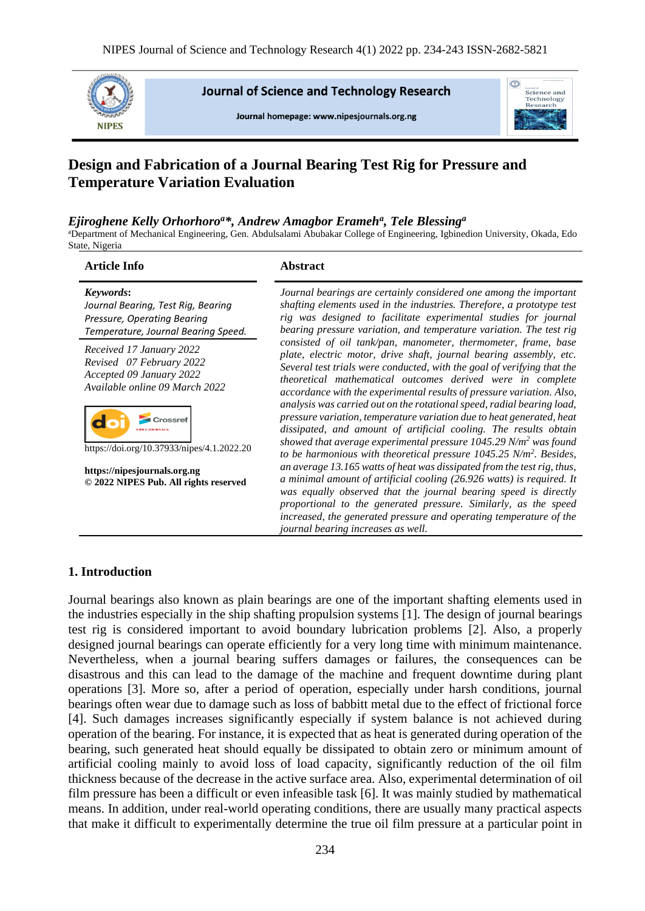# Design and Fabrication of a Journal Bearing Test Rig for Pressure and Temperature Variation Evaluation

***Ejiroghene Kelly Orhorhoro*[a]*, Andrew Amagbor Erameh[a], Tele Blessing[a]***

[a]Department of Mechanical Engineering, Gen. Abdulsalami Abubakar College of Engineering, Igbinedion University, Okada, Edo State, Nigeria

## Article Info

***Keywords*:**
*Journal Bearing, Test Rig, Bearing Pressure, Operating Bearing Temperature, Journal Bearing Speed.*

*Received 17 January 2022*
*Revised 07 February 2022*
*Accepted 09 January 2022*
*Available online 09 March 2022*

https://doi.org/10.37933/nipes/4.1.2022.20

**https://nipesjournals.org.ng**
**© 2022 NIPES Pub. All rights reserved**

## Abstract

*Journal bearings are certainly considered one among the important shafting elements used in the industries. Therefore, a prototype test rig was designed to facilitate experimental studies for journal bearing pressure variation, and temperature variation. The test rig consisted of oil tank/pan, manometer, thermometer, frame, base plate, electric motor, drive shaft, journal bearing assembly, etc. Several test trials were conducted, with the goal of verifying that the theoretical mathematical outcomes derived were in complete accordance with the experimental results of pressure variation. Also, analysis was carried out on the rotational speed, radial bearing load, pressure variation, temperature variation due to heat generated, heat dissipated, and amount of artificial cooling. The results obtain showed that average experimental pressure 1045.29 N/m$^2$ was found to be harmonious with theoretical pressure 1045.25 N/m$^2$. Besides, an average 13.165 watts of heat was dissipated from the test rig, thus, a minimal amount of artificial cooling (26.926 watts) is required. It was equally observed that the journal bearing speed is directly proportional to the generated pressure. Similarly, as the speed increased, the generated pressure and operating temperature of the journal bearing increases as well.*

## 1. Introduction

Journal bearings also known as plain bearings are one of the important shafting elements used in the industries especially in the ship shafting propulsion systems [1]. The design of journal bearings test rig is considered important to avoid boundary lubrication problems [2]. Also, a properly designed journal bearings can operate efficiently for a very long time with minimum maintenance. Nevertheless, when a journal bearing suffers damages or failures, the consequences can be disastrous and this can lead to the damage of the machine and frequent downtime during plant operations [3]. More so, after a period of operation, especially under harsh conditions, journal bearings often wear due to damage such as loss of babbitt metal due to the effect of frictional force [4]. Such damages increases significantly especially if system balance is not achieved during operation of the bearing. For instance, it is expected that as heat is generated during operation of the bearing, such generated heat should equally be dissipated to obtain zero or minimum amount of artificial cooling mainly to avoid loss of load capacity, significantly reduction of the oil film thickness because of the decrease in the active surface area. Also, experimental determination of oil film pressure has been a difficult or even infeasible task [6]. It was mainly studied by mathematical means. In addition, under real-world operating conditions, there are usually many practical aspects that make it difficult to experimentally determine the true oil film pressure at a particular point in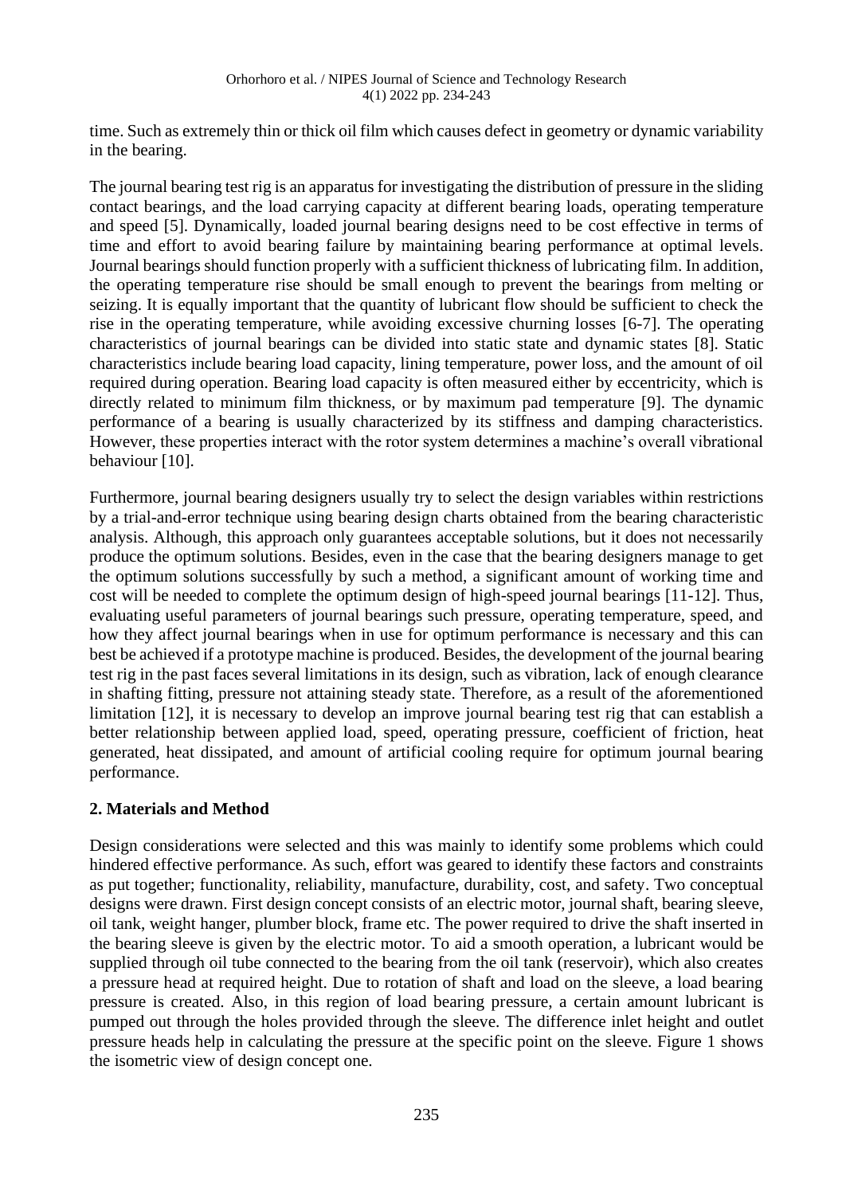time. Such as extremely thin or thick oil film which causes defect in geometry or dynamic variability in the bearing.

The journal bearing test rig is an apparatus for investigating the distribution of pressure in the sliding contact bearings, and the load carrying capacity at different bearing loads, operating temperature and speed [5]. Dynamically, loaded journal bearing designs need to be cost effective in terms of time and effort to avoid bearing failure by maintaining bearing performance at optimal levels. Journal bearings should function properly with a sufficient thickness of lubricating film. In addition, the operating temperature rise should be small enough to prevent the bearings from melting or seizing. It is equally important that the quantity of lubricant flow should be sufficient to check the rise in the operating temperature, while avoiding excessive churning losses [6-7]. The operating characteristics of journal bearings can be divided into static state and dynamic states [8]. Static characteristics include bearing load capacity, lining temperature, power loss, and the amount of oil required during operation. Bearing load capacity is often measured either by eccentricity, which is directly related to minimum film thickness, or by maximum pad temperature [9]. The dynamic performance of a bearing is usually characterized by its stiffness and damping characteristics. However, these properties interact with the rotor system determines a machine's overall vibrational behaviour [10].

Furthermore, journal bearing designers usually try to select the design variables within restrictions by a trial-and-error technique using bearing design charts obtained from the bearing characteristic analysis. Although, this approach only guarantees acceptable solutions, but it does not necessarily produce the optimum solutions. Besides, even in the case that the bearing designers manage to get the optimum solutions successfully by such a method, a significant amount of working time and cost will be needed to complete the optimum design of high-speed journal bearings [11-12]. Thus, evaluating useful parameters of journal bearings such pressure, operating temperature, speed, and how they affect journal bearings when in use for optimum performance is necessary and this can best be achieved if a prototype machine is produced. Besides, the development of the journal bearing test rig in the past faces several limitations in its design, such as vibration, lack of enough clearance in shafting fitting, pressure not attaining steady state. Therefore, as a result of the aforementioned limitation [12], it is necessary to develop an improve journal bearing test rig that can establish a better relationship between applied load, speed, operating pressure, coefficient of friction, heat generated, heat dissipated, and amount of artificial cooling require for optimum journal bearing performance.

## 2. Materials and Method

Design considerations were selected and this was mainly to identify some problems which could hindered effective performance. As such, effort was geared to identify these factors and constraints as put together; functionality, reliability, manufacture, durability, cost, and safety. Two conceptual designs were drawn. First design concept consists of an electric motor, journal shaft, bearing sleeve, oil tank, weight hanger, plumber block, frame etc. The power required to drive the shaft inserted in the bearing sleeve is given by the electric motor. To aid a smooth operation, a lubricant would be supplied through oil tube connected to the bearing from the oil tank (reservoir), which also creates a pressure head at required height. Due to rotation of shaft and load on the sleeve, a load bearing pressure is created. Also, in this region of load bearing pressure, a certain amount lubricant is pumped out through the holes provided through the sleeve. The difference inlet height and outlet pressure heads help in calculating the pressure at the specific point on the sleeve. Figure 1 shows the isometric view of design concept one.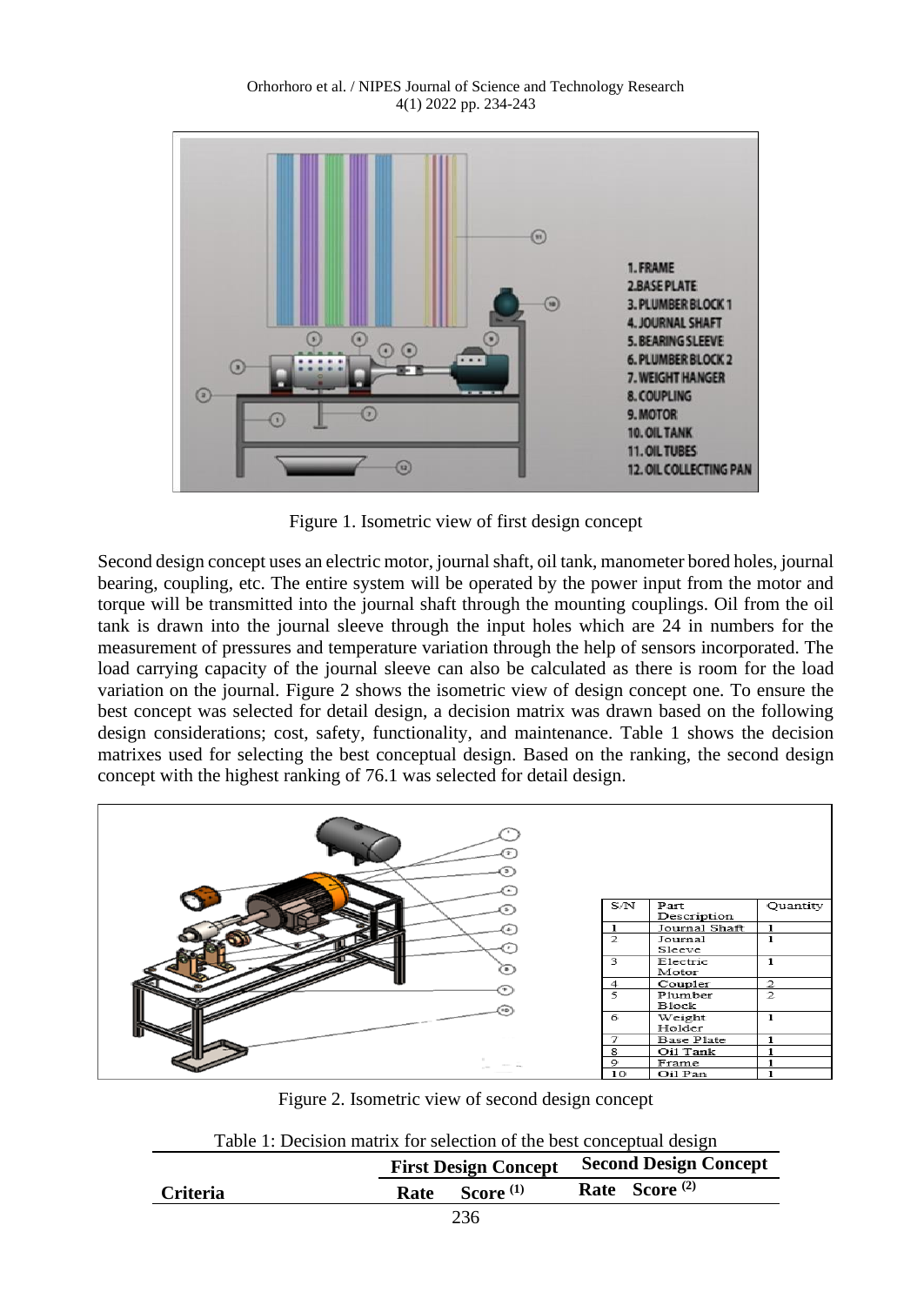Figure 1. Isometric view of first design concept

Second design concept uses an electric motor, journal shaft, oil tank, manometer bored holes, journal bearing, coupling, etc. The entire system will be operated by the power input from the motor and torque will be transmitted into the journal shaft through the mounting couplings. Oil from the oil tank is drawn into the journal sleeve through the input holes which are 24 in numbers for the measurement of pressures and temperature variation through the help of sensors incorporated. The load carrying capacity of the journal sleeve can also be calculated as there is room for the load variation on the journal. Figure 2 shows the isometric view of design concept one. To ensure the best concept was selected for detail design, a decision matrix was drawn based on the following design considerations; cost, safety, functionality, and maintenance. Table 1 shows the decision matrixes used for selecting the best conceptual design. Based on the ranking, the second design concept with the highest ranking of 76.1 was selected for detail design.

| S/N | Part Description | Quantity |
|---|---|---|
| 1 | Journal Shaft | 1 |
| 2 | Journal Sleeve | 1 |
| 3 | Electric Motor | 1 |
| 4 | Coupler | 2 |
| 5 | Plumber Block | 2 |
| 6 | Weight Holder | 1 |
| 7 | Base Plate | 1 |
| 8 | Oil Tank | 1 |
| 9 | Frame | 1 |
| 10 | Oil Pan | 1 |

Figure 2. Isometric view of second design concept

Table 1: Decision matrix for selection of the best conceptual design

| | First Design Concept | | Second Design Concept | |
|---|---|---|---|---|
| Criteria | Rate | Score (1) | Rate | Score (2) |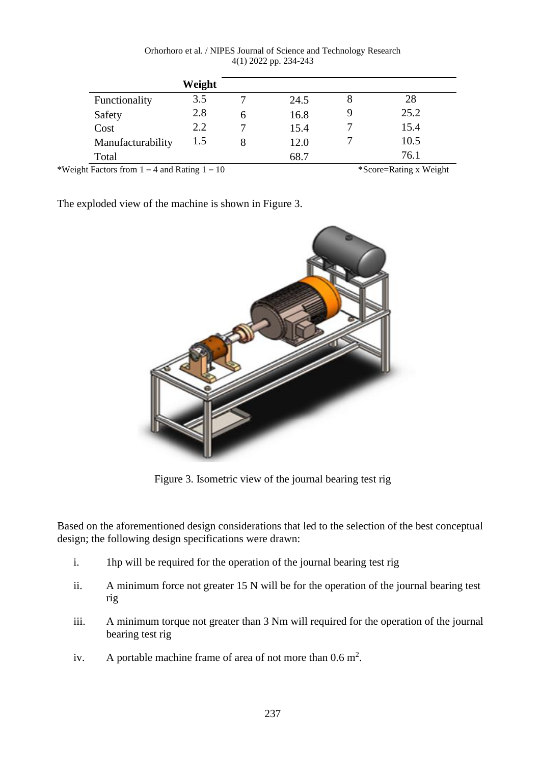| | Weight | | | | |
|---|---|---|---|---|---|
| Functionality | 3.5 | 7 | 24.5 | 8 | 28 |
| Safety | 2.8 | 6 | 16.8 | 9 | 25.2 |
| Cost | 2.2 | 7 | 15.4 | 7 | 15.4 |
| Manufacturability | 1.5 | 8 | 12.0 | 7 | 10.5 |
| Total | | | 68.7 | | 76.1 |

*Weight Factors from 1 – 4 and Rating 1 – 10 *Score=Rating x Weight

The exploded view of the machine is shown in Figure 3.

Figure 3. Isometric view of the journal bearing test rig

Based on the aforementioned design considerations that led to the selection of the best conceptual design; the following design specifications were drawn:

i. 1hp will be required for the operation of the journal bearing test rig

ii. A minimum force not greater 15 N will be for the operation of the journal bearing test rig

iii. A minimum torque not greater than 3 Nm will required for the operation of the journal bearing test rig

iv. A portable machine frame of area of not more than 0.6 $m^2$.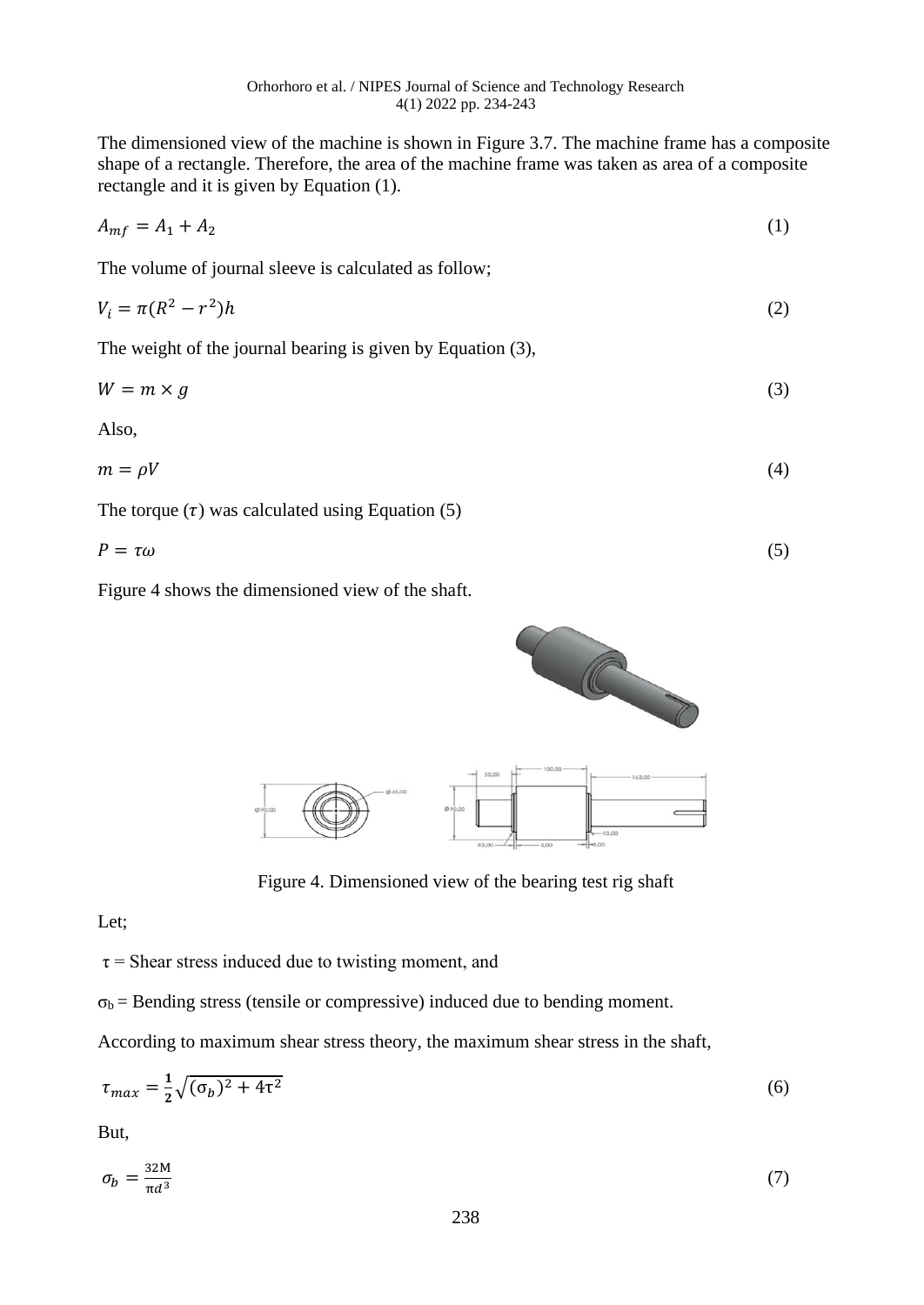The dimensioned view of the machine is shown in Figure 3.7. The machine frame has a composite shape of a rectangle. Therefore, the area of the machine frame was taken as area of a composite rectangle and it is given by Equation (1).

$$A_{mf} = A_1 + A_2 \tag{1}$$

The volume of journal sleeve is calculated as follow;

$$V_i = \pi(R^2 - r^2)h \tag{2}$$

The weight of the journal bearing is given by Equation (3),

$$W = m \times g \tag{3}$$

Also,

$$m = \rho V \tag{4}$$

The torque ($\tau$) was calculated using Equation (5)

$$P = \tau\omega \tag{5}$$

Figure 4 shows the dimensioned view of the shaft.

Figure 4. Dimensioned view of the bearing test rig shaft

Let;

$\tau$ = Shear stress induced due to twisting moment, and

$\sigma_b$ = Bending stress (tensile or compressive) induced due to bending moment.

According to maximum shear stress theory, the maximum shear stress in the shaft,

$$\tau_{max} = \frac{1}{2}\sqrt{(\sigma_b)^2 + 4\tau^2} \tag{6}$$

But,

$$\sigma_b = \frac{32M}{\pi d^3} \tag{7}$$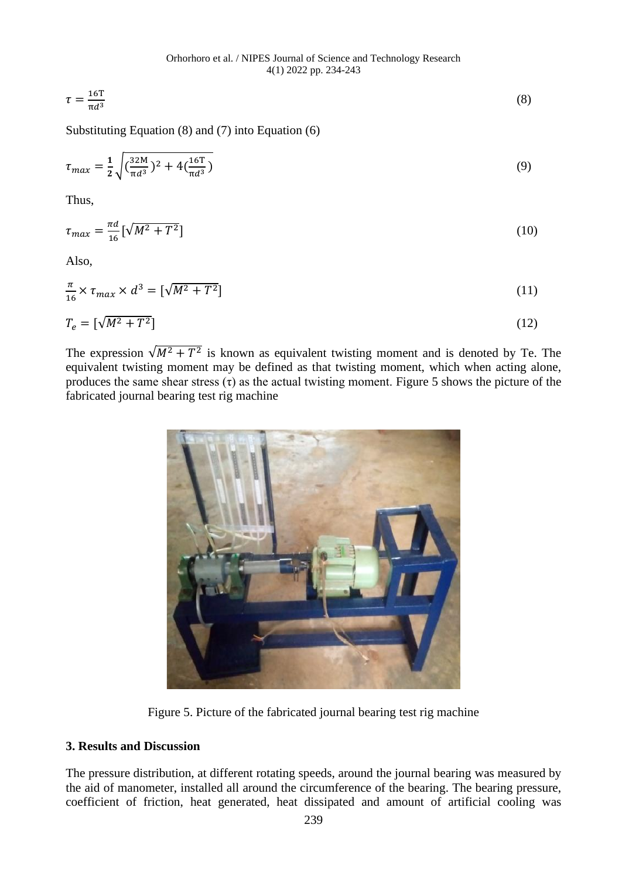$$\tau = \frac{16\text{T}}{\pi d^3} \tag{8}$$

Substituting Equation (8) and (7) into Equation (6)

$$\tau_{max} = \frac{\mathbf{1}}{\mathbf{2}}\sqrt{(\frac{32\text{M}}{\pi d^3})^2 + 4(\frac{16\text{T}}{\pi d^3})} \tag{9}$$

Thus,

$$\tau_{max} = \frac{\pi d}{16}[\sqrt{M^2 + T^2}] \tag{10}$$

Also,

$$\frac{\pi}{16} \times \tau_{max} \times d^3 = [\sqrt{M^2 + T^2}] \tag{11}$$

$$T_e = [\sqrt{M^2 + T^2}] \tag{12}$$

The expression $\sqrt{M^2 + T^2}$ is known as equivalent twisting moment and is denoted by Te. The equivalent twisting moment may be defined as that twisting moment, which when acting alone, produces the same shear stress (τ) as the actual twisting moment. Figure 5 shows the picture of the fabricated journal bearing test rig machine

Figure 5. Picture of the fabricated journal bearing test rig machine

## 3. Results and Discussion

The pressure distribution, at different rotating speeds, around the journal bearing was measured by the aid of manometer, installed all around the circumference of the bearing. The bearing pressure, coefficient of friction, heat generated, heat dissipated and amount of artificial cooling was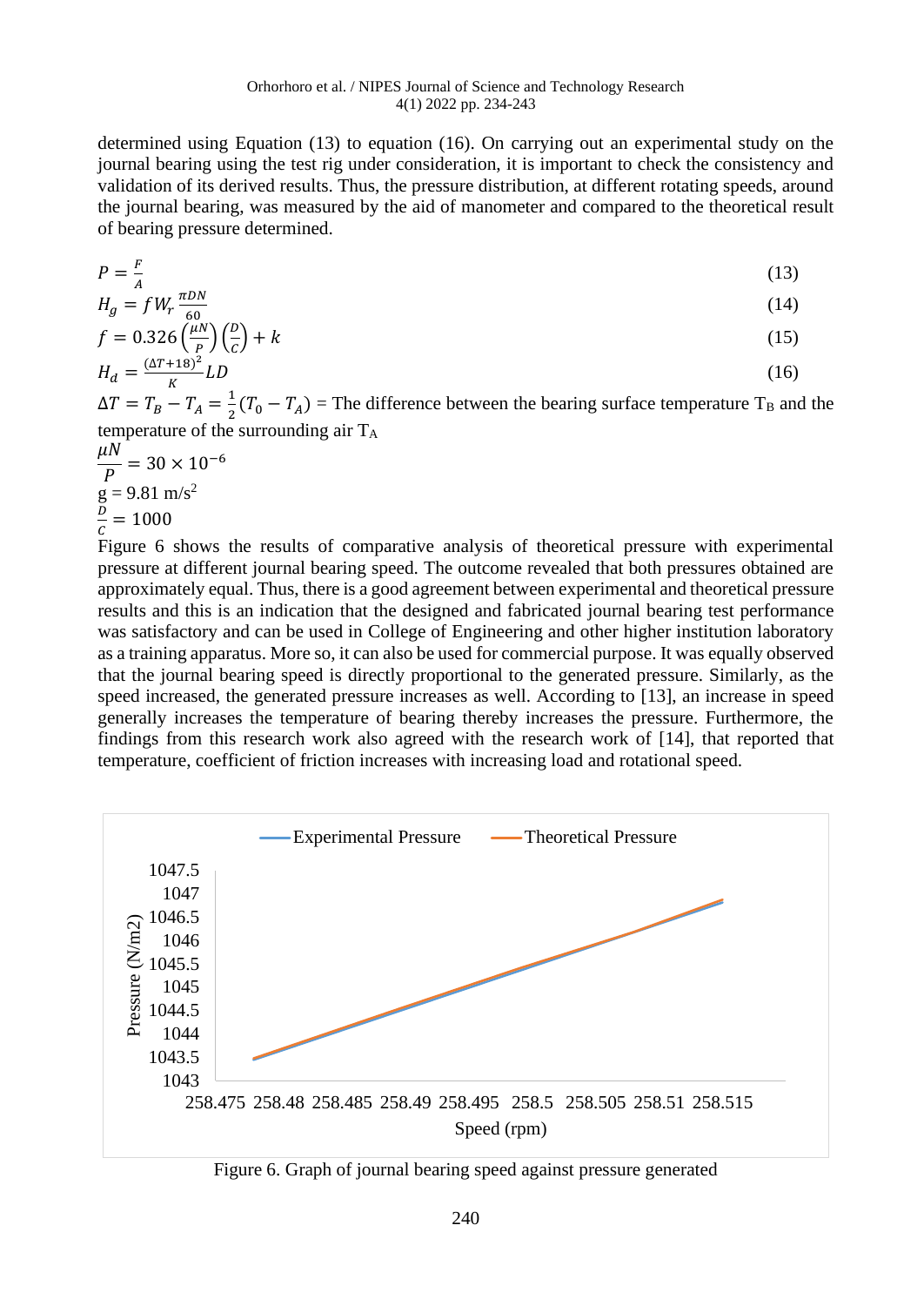determined using Equation (13) to equation (16). On carrying out an experimental study on the journal bearing using the test rig under consideration, it is important to check the consistency and validation of its derived results. Thus, the pressure distribution, at different rotating speeds, around the journal bearing, was measured by the aid of manometer and compared to the theoretical result of bearing pressure determined.

$$P = \frac{F}{A} \tag{13}$$

$$H_g = f W_r \frac{\pi D N}{60} \tag{14}$$

$$f = 0.326\left(\frac{\mu N}{P}\right)\left(\frac{D}{C}\right) + k \tag{15}$$

$$H_d = \frac{(\Delta T + 18)^2}{K} LD \tag{16}$$

$\Delta T = T_B - T_A = \frac{1}{2}(T_0 - T_A)$ = The difference between the bearing surface temperature $T_B$ and the temperature of the surrounding air $T_A$

$\frac{\mu N}{P} = 30 \times 10^{-6}$

g = 9.81 m/s$^2$

$\frac{D}{C} = 1000$

Figure 6 shows the results of comparative analysis of theoretical pressure with experimental pressure at different journal bearing speed. The outcome revealed that both pressures obtained are approximately equal. Thus, there is a good agreement between experimental and theoretical pressure results and this is an indication that the designed and fabricated journal bearing test performance was satisfactory and can be used in College of Engineering and other higher institution laboratory as a training apparatus. More so, it can also be used for commercial purpose. It was equally observed that the journal bearing speed is directly proportional to the generated pressure. Similarly, as the speed increased, the generated pressure increases as well. According to [13], an increase in speed generally increases the temperature of bearing thereby increases the pressure. Furthermore, the findings from this research work also agreed with the research work of [14], that reported that temperature, coefficient of friction increases with increasing load and rotational speed.

Figure 6. Graph of journal bearing speed against pressure generated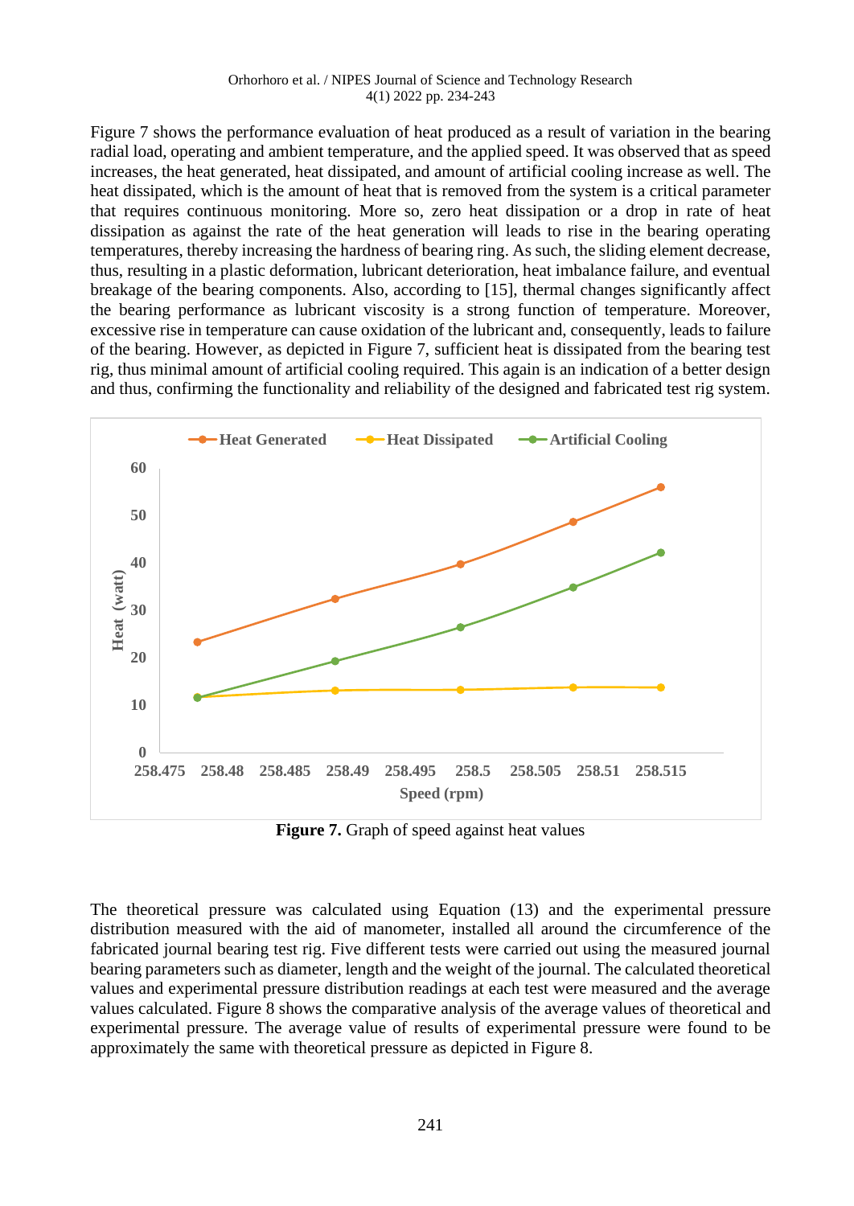Figure 7 shows the performance evaluation of heat produced as a result of variation in the bearing radial load, operating and ambient temperature, and the applied speed. It was observed that as speed increases, the heat generated, heat dissipated, and amount of artificial cooling increase as well. The heat dissipated, which is the amount of heat that is removed from the system is a critical parameter that requires continuous monitoring. More so, zero heat dissipation or a drop in rate of heat dissipation as against the rate of the heat generation will leads to rise in the bearing operating temperatures, thereby increasing the hardness of bearing ring. As such, the sliding element decrease, thus, resulting in a plastic deformation, lubricant deterioration, heat imbalance failure, and eventual breakage of the bearing components. Also, according to [15], thermal changes significantly affect the bearing performance as lubricant viscosity is a strong function of temperature. Moreover, excessive rise in temperature can cause oxidation of the lubricant and, consequently, leads to failure of the bearing. However, as depicted in Figure 7, sufficient heat is dissipated from the bearing test rig, thus minimal amount of artificial cooling required. This again is an indication of a better design and thus, confirming the functionality and reliability of the designed and fabricated test rig system.

**Figure 7.** Graph of speed against heat values

The theoretical pressure was calculated using Equation (13) and the experimental pressure distribution measured with the aid of manometer, installed all around the circumference of the fabricated journal bearing test rig. Five different tests were carried out using the measured journal bearing parameters such as diameter, length and the weight of the journal. The calculated theoretical values and experimental pressure distribution readings at each test were measured and the average values calculated. Figure 8 shows the comparative analysis of the average values of theoretical and experimental pressure. The average value of results of experimental pressure were found to be approximately the same with theoretical pressure as depicted in Figure 8.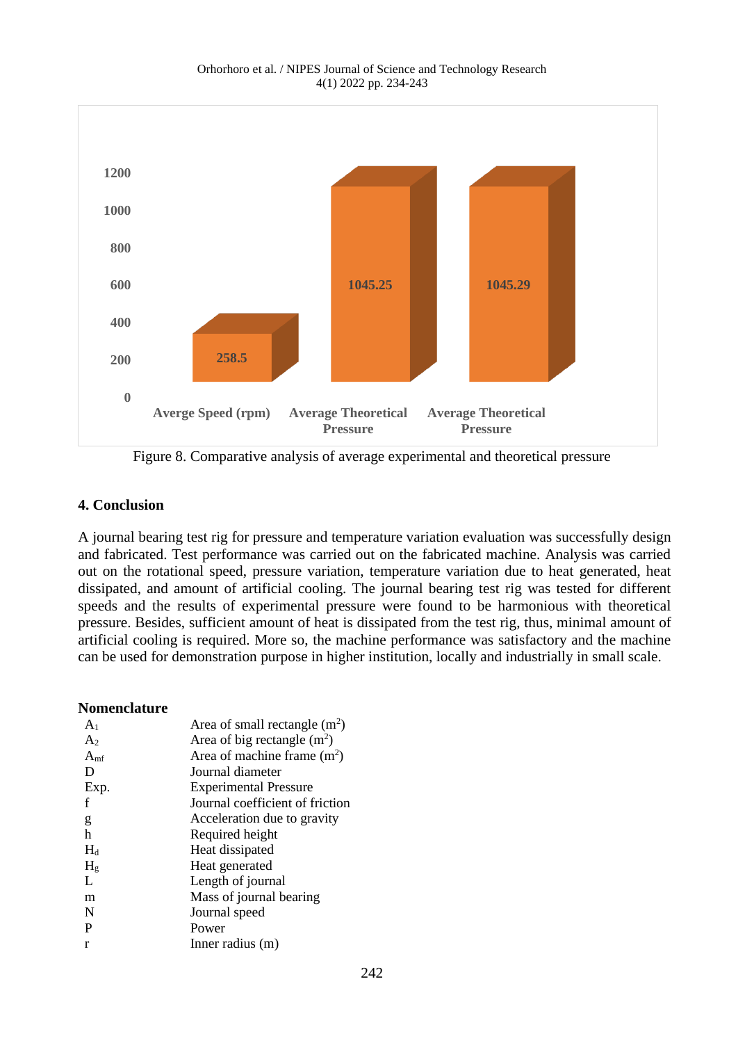Figure 8. Comparative analysis of average experimental and theoretical pressure

## 4. Conclusion

A journal bearing test rig for pressure and temperature variation evaluation was successfully design and fabricated. Test performance was carried out on the fabricated machine. Analysis was carried out on the rotational speed, pressure variation, temperature variation due to heat generated, heat dissipated, and amount of artificial cooling. The journal bearing test rig was tested for different speeds and the results of experimental pressure were found to be harmonious with theoretical pressure. Besides, sufficient amount of heat is dissipated from the test rig, thus, minimal amount of artificial cooling is required. More so, the machine performance was satisfactory and the machine can be used for demonstration purpose in higher institution, locally and industrially in small scale.

**Nomenclature**

| | |
|---|---|
| $A_1$ | Area of small rectangle ($m^2$) |
| $A_2$ | Area of big rectangle ($m^2$) |
| $A_{mf}$ | Area of machine frame ($m^2$) |
| D | Journal diameter |
| Exp. | Experimental Pressure |
| f | Journal coefficient of friction |
| g | Acceleration due to gravity |
| h | Required height |
| $H_d$ | Heat dissipated |
| $H_g$ | Heat generated |
| L | Length of journal |
| m | Mass of journal bearing |
| N | Journal speed |
| P | Power |
| r | Inner radius (m) |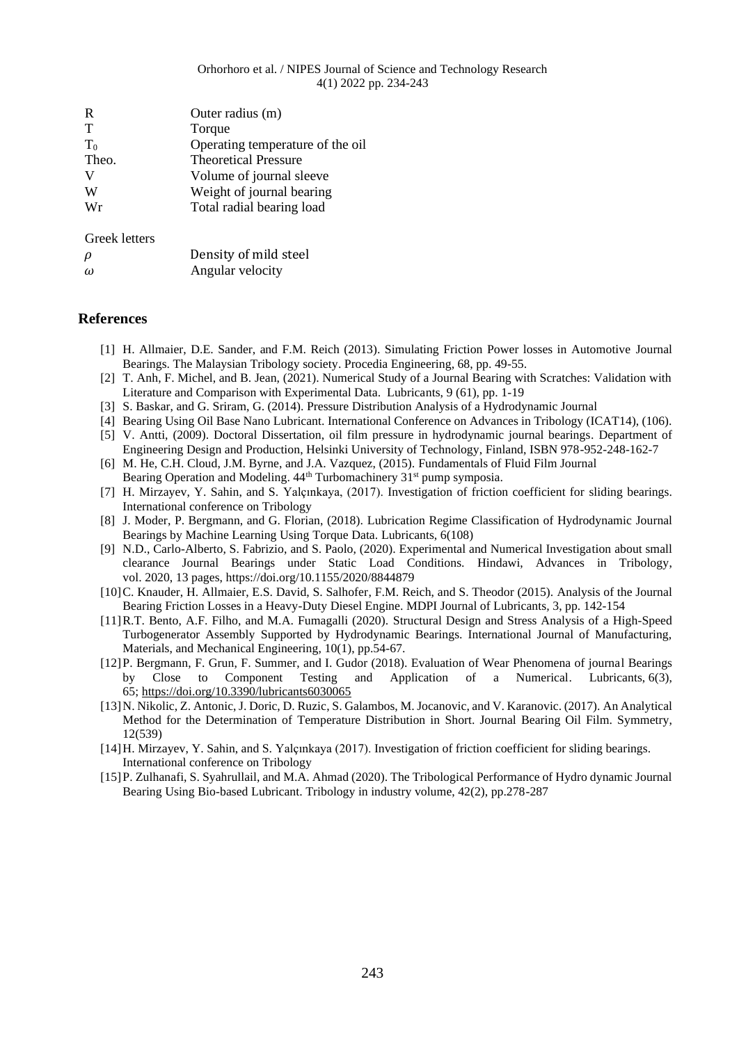| | |
|---|---|
| R | Outer radius (m) |
| T | Torque |
| $T_0$ | Operating temperature of the oil |
| Theo. | Theoretical Pressure |
| V | Volume of journal sleeve |
| W | Weight of journal bearing |
| Wr | Total radial bearing load |

Greek letters

| | |
|---|---|
| $\rho$ | Density of mild steel |
| $\omega$ | Angular velocity |

## References

[1] H. Allmaier, D.E. Sander, and F.M. Reich (2013). Simulating Friction Power losses in Automotive Journal Bearings. The Malaysian Tribology society. Procedia Engineering, 68, pp. 49-55.

[2] T. Anh, F. Michel, and B. Jean, (2021). Numerical Study of a Journal Bearing with Scratches: Validation with Literature and Comparison with Experimental Data. Lubricants, 9 (61), pp. 1-19

[3] S. Baskar, and G. Sriram, G. (2014). Pressure Distribution Analysis of a Hydrodynamic Journal

[4] Bearing Using Oil Base Nano Lubricant. International Conference on Advances in Tribology (ICAT14), (106).

[5] V. Antti, (2009). Doctoral Dissertation, oil film pressure in hydrodynamic journal bearings. Department of Engineering Design and Production, Helsinki University of Technology, Finland, ISBN 978-952-248-162-7

[6] M. He, C.H. Cloud, J.M. Byrne, and J.A. Vazquez, (2015). Fundamentals of Fluid Film Journal Bearing Operation and Modeling. 44th Turbomachinery 31st pump symposia.

[7] H. Mirzayev, Y. Sahin, and S. Yalçınkaya, (2017). Investigation of friction coefficient for sliding bearings. International conference on Tribology

[8] J. Moder, P. Bergmann, and G. Florian, (2018). Lubrication Regime Classification of Hydrodynamic Journal Bearings by Machine Learning Using Torque Data. Lubricants, 6(108)

[9] N.D., Carlo-Alberto, S. Fabrizio, and S. Paolo, (2020). Experimental and Numerical Investigation about small clearance Journal Bearings under Static Load Conditions. Hindawi, Advances in Tribology, vol. 2020, 13 pages, https://doi.org/10.1155/2020/8844879

[10] C. Knauder, H. Allmaier, E.S. David, S. Salhofer, F.M. Reich, and S. Theodor (2015). Analysis of the Journal Bearing Friction Losses in a Heavy-Duty Diesel Engine. MDPI Journal of Lubricants, 3, pp. 142-154

[11] R.T. Bento, A.F. Filho, and M.A. Fumagalli (2020). Structural Design and Stress Analysis of a High-Speed Turbogenerator Assembly Supported by Hydrodynamic Bearings. International Journal of Manufacturing, Materials, and Mechanical Engineering, 10(1), pp.54-67.

[12] P. Bergmann, F. Grun, F. Summer, and I. Gudor (2018). Evaluation of Wear Phenomena of journal Bearings by Close to Component Testing and Application of a Numerical. Lubricants, 6(3), 65; https://doi.org/10.3390/lubricants6030065

[13] N. Nikolic, Z. Antonic, J. Doric, D. Ruzic, S. Galambos, M. Jocanovic, and V. Karanovic. (2017). An Analytical Method for the Determination of Temperature Distribution in Short. Journal Bearing Oil Film. Symmetry, 12(539)

[14] H. Mirzayev, Y. Sahin, and S. Yalçınkaya (2017). Investigation of friction coefficient for sliding bearings. International conference on Tribology

[15] P. Zulhanafi, S. Syahrullail, and M.A. Ahmad (2020). The Tribological Performance of Hydro dynamic Journal Bearing Using Bio-based Lubricant. Tribology in industry volume, 42(2), pp.278-287